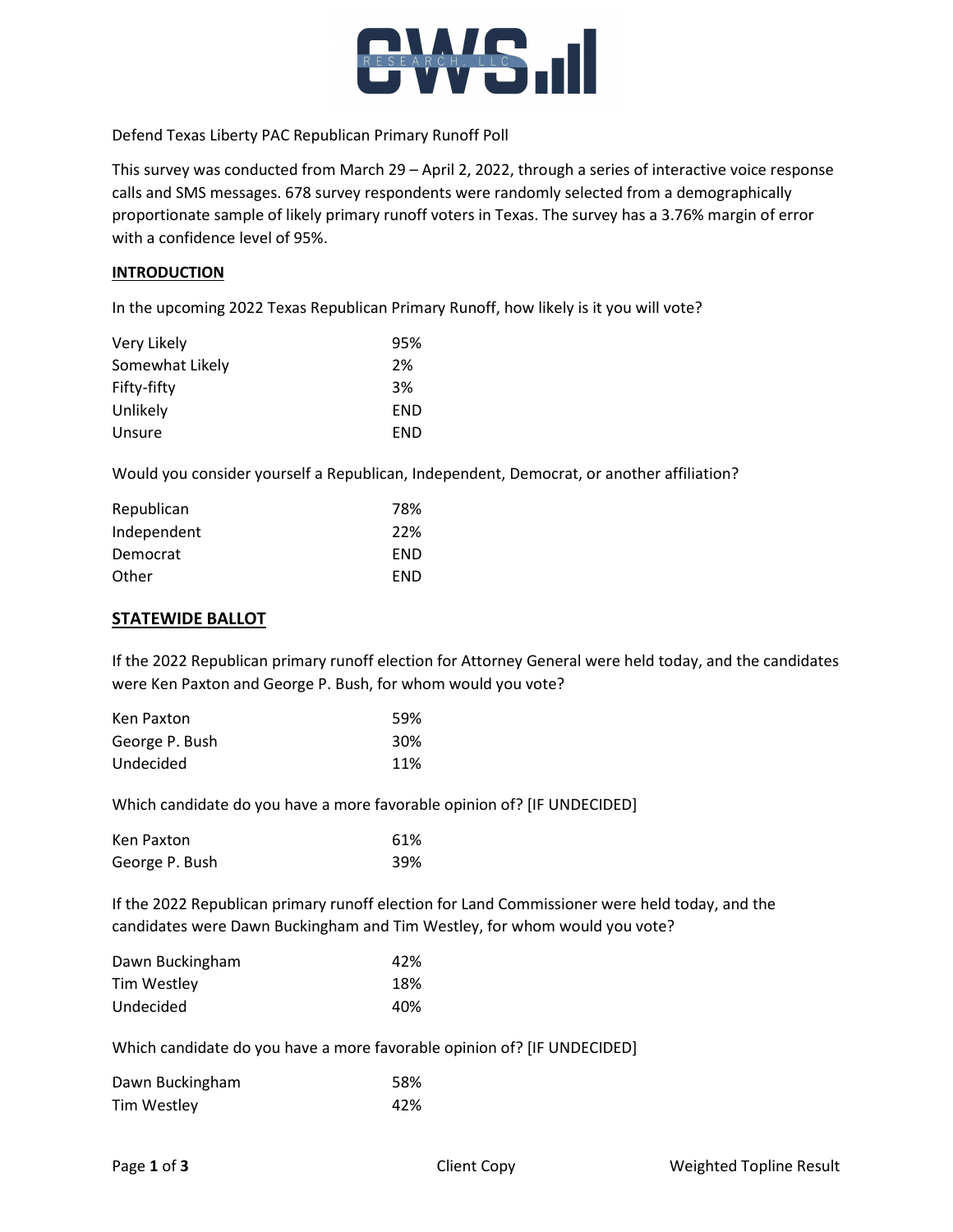Defend Texas Liberty PAC Republican Primary Runoff Poll

This survey was conducted from March 29 – April 2, 2022, through a series of interactive voice response calls and SMS messages. 678 survey respondents were randomly selected from a demographically proportionate sample of likely primary runoff voters in Texas. The survey has a 3.76% margin of error with a confidence level of 95%.

## INTRODUCTION

In the upcoming 2022 Texas Republican Primary Runoff, how likely is it you will vote?

| | |
|---|---|
| Very Likely | 95% |
| Somewhat Likely | 2% |
| Fifty-fifty | 3% |
| Unlikely | END |
| Unsure | END |

Would you consider yourself a Republican, Independent, Democrat, or another affiliation?

| | |
|---|---|
| Republican | 78% |
| Independent | 22% |
| Democrat | END |
| Other | END |

## STATEWIDE BALLOT

If the 2022 Republican primary runoff election for Attorney General were held today, and the candidates were Ken Paxton and George P. Bush, for whom would you vote?

| | |
|---|---|
| Ken Paxton | 59% |
| George P. Bush | 30% |
| Undecided | 11% |

Which candidate do you have a more favorable opinion of? [IF UNDECIDED]

| | |
|---|---|
| Ken Paxton | 61% |
| George P. Bush | 39% |

If the 2022 Republican primary runoff election for Land Commissioner were held today, and the candidates were Dawn Buckingham and Tim Westley, for whom would you vote?

| | |
|---|---|
| Dawn Buckingham | 42% |
| Tim Westley | 18% |
| Undecided | 40% |

Which candidate do you have a more favorable opinion of? [IF UNDECIDED]

| | |
|---|---|
| Dawn Buckingham | 58% |
| Tim Westley | 42% |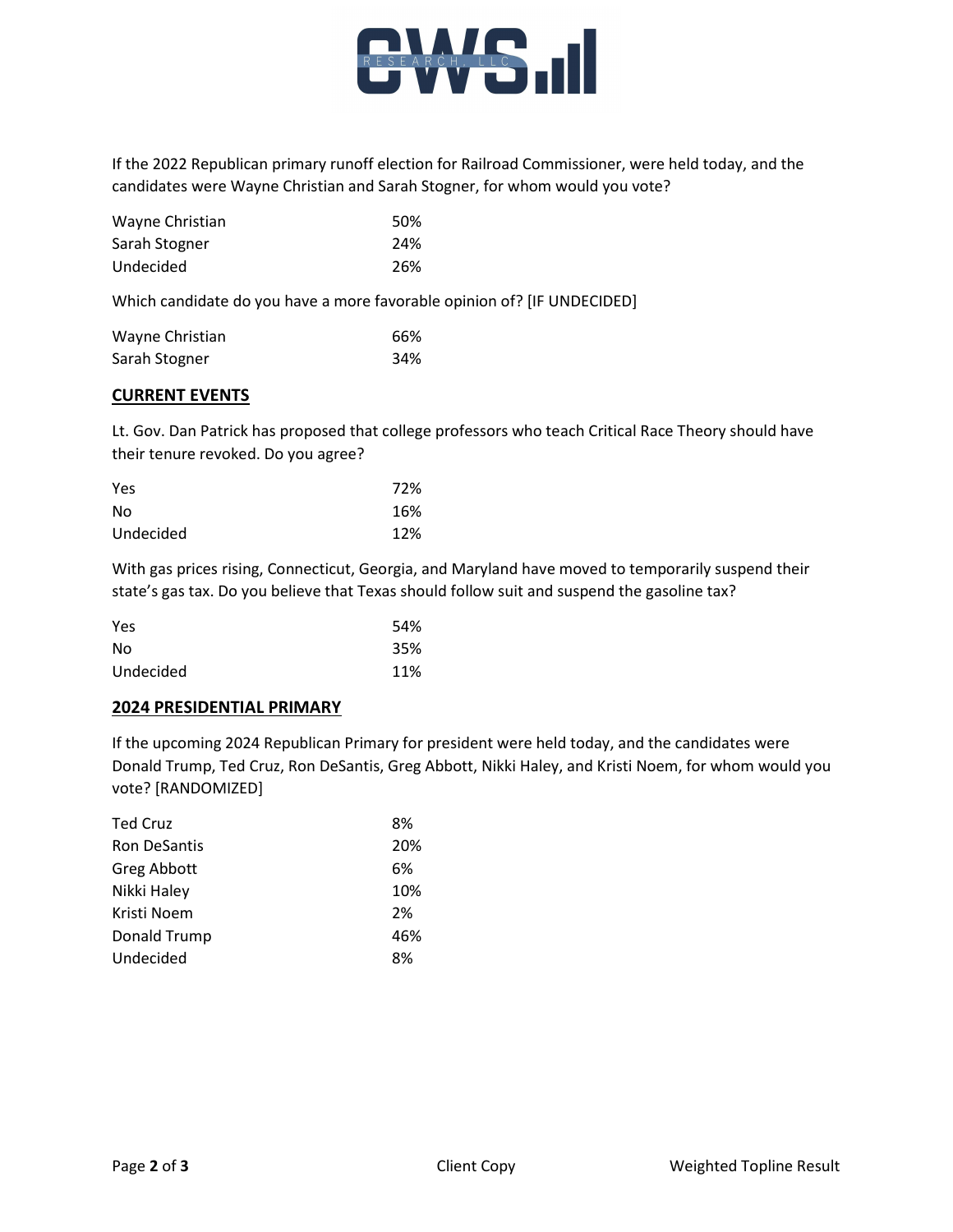If the 2022 Republican primary runoff election for Railroad Commissioner, were held today, and the candidates were Wayne Christian and Sarah Stogner, for whom would you vote?

| | |
|---|---|
| Wayne Christian | 50% |
| Sarah Stogner | 24% |
| Undecided | 26% |

Which candidate do you have a more favorable opinion of? [IF UNDECIDED]

| | |
|---|---|
| Wayne Christian | 66% |
| Sarah Stogner | 34% |

## CURRENT EVENTS

Lt. Gov. Dan Patrick has proposed that college professors who teach Critical Race Theory should have their tenure revoked. Do you agree?

| | |
|---|---|
| Yes | 72% |
| No | 16% |
| Undecided | 12% |

With gas prices rising, Connecticut, Georgia, and Maryland have moved to temporarily suspend their state's gas tax. Do you believe that Texas should follow suit and suspend the gasoline tax?

| | |
|---|---|
| Yes | 54% |
| No | 35% |
| Undecided | 11% |

## 2024 PRESIDENTIAL PRIMARY

If the upcoming 2024 Republican Primary for president were held today, and the candidates were Donald Trump, Ted Cruz, Ron DeSantis, Greg Abbott, Nikki Haley, and Kristi Noem, for whom would you vote? [RANDOMIZED]

| | |
|---|---|
| Ted Cruz | 8% |
| Ron DeSantis | 20% |
| Greg Abbott | 6% |
| Nikki Haley | 10% |
| Kristi Noem | 2% |
| Donald Trump | 46% |
| Undecided | 8% |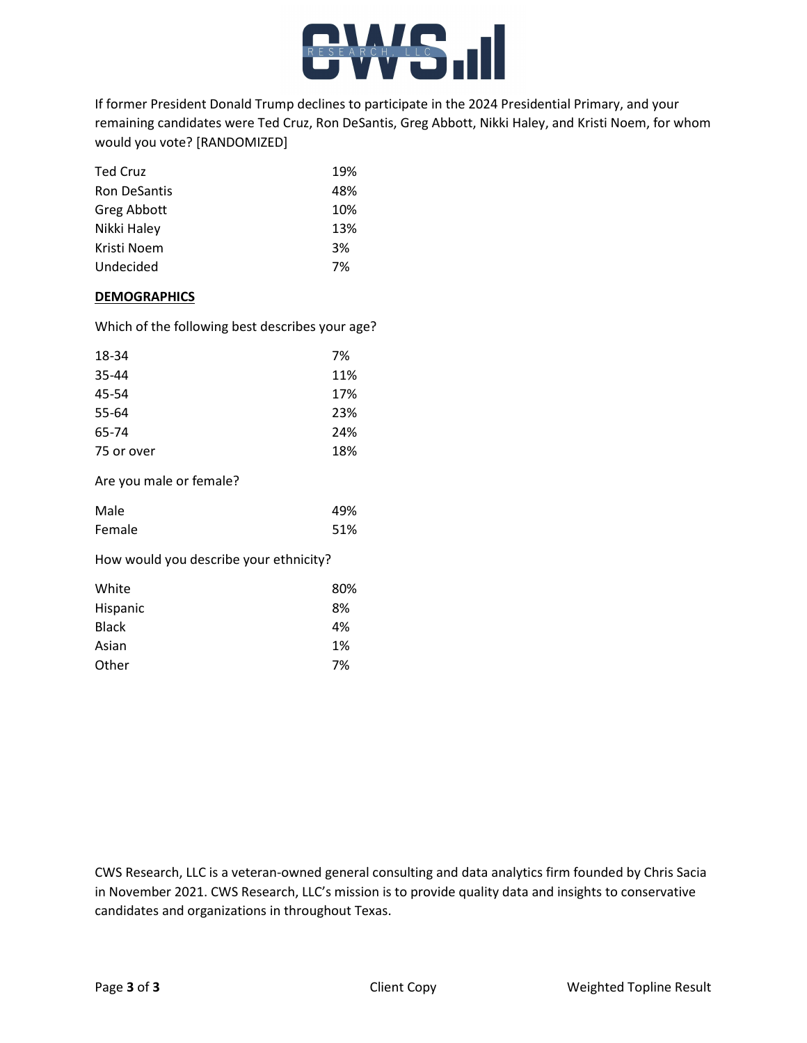If former President Donald Trump declines to participate in the 2024 Presidential Primary, and your remaining candidates were Ted Cruz, Ron DeSantis, Greg Abbott, Nikki Haley, and Kristi Noem, for whom would you vote? [RANDOMIZED]

| | |
|---|---|
| Ted Cruz | 19% |
| Ron DeSantis | 48% |
| Greg Abbott | 10% |
| Nikki Haley | 13% |
| Kristi Noem | 3% |
| Undecided | 7% |

**DEMOGRAPHICS**

Which of the following best describes your age?

| | |
|---|---|
| 18-34 | 7% |
| 35-44 | 11% |
| 45-54 | 17% |
| 55-64 | 23% |
| 65-74 | 24% |
| 75 or over | 18% |

Are you male or female?

| | |
|---|---|
| Male | 49% |
| Female | 51% |

How would you describe your ethnicity?

| | |
|---|---|
| White | 80% |
| Hispanic | 8% |
| Black | 4% |
| Asian | 1% |
| Other | 7% |

CWS Research, LLC is a veteran-owned general consulting and data analytics firm founded by Chris Sacia in November 2021. CWS Research, LLC's mission is to provide quality data and insights to conservative candidates and organizations in throughout Texas.